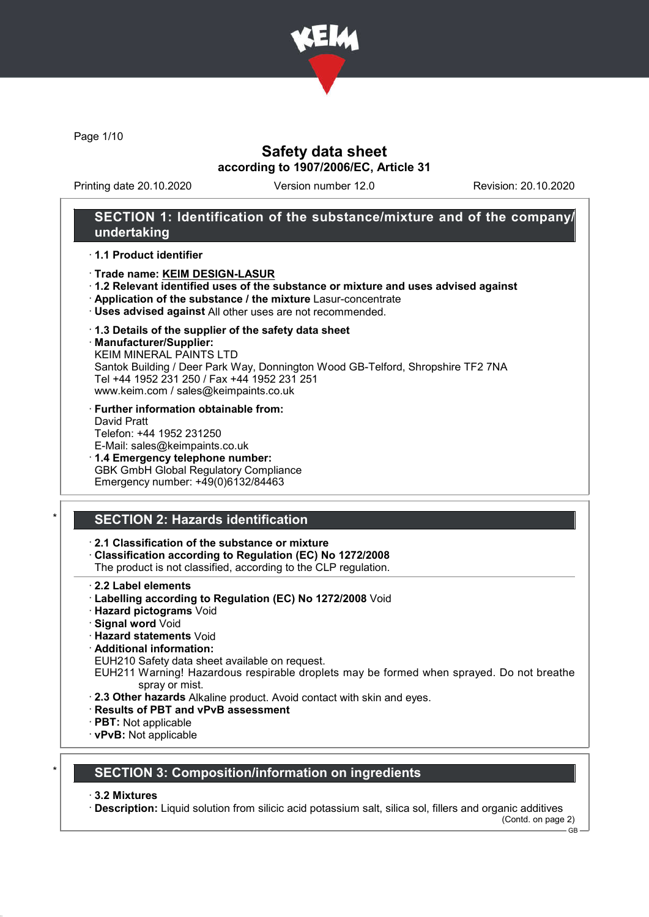# Safety data sheet

**according to 1907/2006/EC, Article 31**

Printing date 20.10.2020 Version number 12.0 Revision: 20.10.2020

## SECTION 1: Identification of the substance/mixture and of the company/undertaking

· **1.1 Product identifier**

· **Trade name: KEIM DESIGN-LASUR**
· **1.2 Relevant identified uses of the substance or mixture and uses advised against**
· **Application of the substance / the mixture** Lasur-concentrate
· **Uses advised against** All other uses are not recommended.

· **1.3 Details of the supplier of the safety data sheet**
· **Manufacturer/Supplier:**
KEIM MINERAL PAINTS LTD
Santok Building / Deer Park Way, Donnington Wood GB-Telford, Shropshire TF2 7NA
Tel +44 1952 231 250 / Fax +44 1952 231 251
www.keim.com / sales@keimpaints.co.uk

· **Further information obtainable from:**
David Pratt
Telefon: +44 1952 231250
E-Mail: sales@keimpaints.co.uk
· **1.4 Emergency telephone number:**
GBK GmbH Global Regulatory Compliance
Emergency number: +49(0)6132/84463

## * SECTION 2: Hazards identification

· **2.1 Classification of the substance or mixture**
· **Classification according to Regulation (EC) No 1272/2008**
The product is not classified, according to the CLP regulation.

· **2.2 Label elements**
· **Labelling according to Regulation (EC) No 1272/2008** Void
· **Hazard pictograms** Void
· **Signal word** Void
· **Hazard statements** Void
· **Additional information:**
EUH210 Safety data sheet available on request.
EUH211 Warning! Hazardous respirable droplets may be formed when sprayed. Do not breathe spray or mist.
· **2.3 Other hazards** Alkaline product. Avoid contact with skin and eyes.
· **Results of PBT and vPvB assessment**
· **PBT:** Not applicable
· **vPvB:** Not applicable

## * SECTION 3: Composition/information on ingredients

· **3.2 Mixtures**
· **Description:** Liquid solution from silicic acid potassium salt, silica sol, fillers and organic additives

(Contd. on page 2)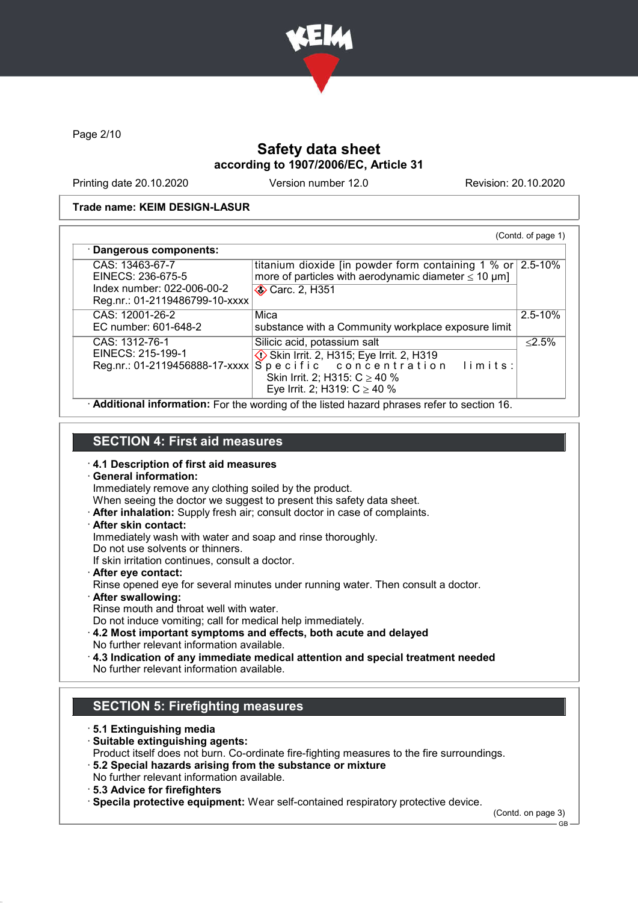Trade name: KEIM DESIGN-LASUR

(Contd. of page 1)

· **Dangerous components:**

| | | |
|---|---|---|
| CAS: 13463-67-7<br>EINECS: 236-675-5<br>Index number: 022-006-00-2<br>Reg.nr.: 01-2119486799-10-xxxx | titanium dioxide [in powder form containing 1 % or more of particles with aerodynamic diameter ≤ 10 μm]<br>Carc. 2, H351 | 2.5-10% |
| CAS: 12001-26-2<br>EC number: 601-648-2 | Mica<br>substance with a Community workplace exposure limit | 2.5-10% |
| CAS: 1312-76-1<br>EINECS: 215-199-1<br>Reg.nr.: 01-2119456888-17-xxxx | Silicic acid, potassium salt<br>Skin Irrit. 2, H315; Eye Irrit. 2, H319<br>Specific concentration limits:<br>Skin Irrit. 2; H315: C ≥ 40 %<br>Eye Irrit. 2; H319: C ≥ 40 % | ≤2.5% |

· **Additional information:** For the wording of the listed hazard phrases refer to section 16.

## SECTION 4: First aid measures

· **4.1 Description of first aid measures**
· **General information:**
Immediately remove any clothing soiled by the product.
When seeing the doctor we suggest to present this safety data sheet.
· **After inhalation:** Supply fresh air; consult doctor in case of complaints.
· **After skin contact:**
Immediately wash with water and soap and rinse thoroughly.
Do not use solvents or thinners.
If skin irritation continues, consult a doctor.
· **After eye contact:**
Rinse opened eye for several minutes under running water. Then consult a doctor.
· **After swallowing:**
Rinse mouth and throat well with water.
Do not induce vomiting; call for medical help immediately.
· **4.2 Most important symptoms and effects, both acute and delayed**
No further relevant information available.
· **4.3 Indication of any immediate medical attention and special treatment needed**
No further relevant information available.

## SECTION 5: Firefighting measures

· **5.1 Extinguishing media**
· **Suitable extinguishing agents:**
Product itself does not burn. Co-ordinate fire-fighting measures to the fire surroundings.
· **5.2 Special hazards arising from the substance or mixture**
No further relevant information available.
· **5.3 Advice for firefighters**
· **Specila protective equipment:** Wear self-contained respiratory protective device.

(Contd. on page 3)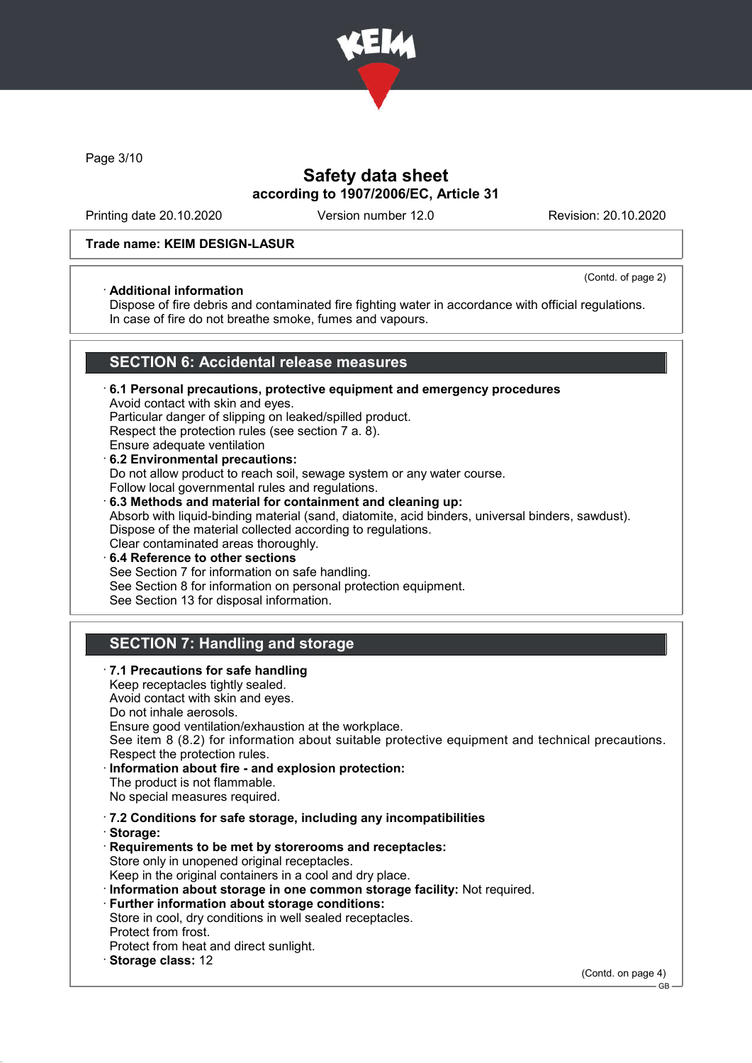**Trade name: KEIM DESIGN-LASUR**

(Contd. of page 2)

· **Additional information**
Dispose of fire debris and contaminated fire fighting water in accordance with official regulations.
In case of fire do not breathe smoke, fumes and vapours.

## SECTION 6: Accidental release measures

· **6.1 Personal precautions, protective equipment and emergency procedures**
Avoid contact with skin and eyes.
Particular danger of slipping on leaked/spilled product.
Respect the protection rules (see section 7 a. 8).
Ensure adequate ventilation
· **6.2 Environmental precautions:**
Do not allow product to reach soil, sewage system or any water course.
Follow local governmental rules and regulations.
· **6.3 Methods and material for containment and cleaning up:**
Absorb with liquid-binding material (sand, diatomite, acid binders, universal binders, sawdust).
Dispose of the material collected according to regulations.
Clear contaminated areas thoroughly.
· **6.4 Reference to other sections**
See Section 7 for information on safe handling.
See Section 8 for information on personal protection equipment.
See Section 13 for disposal information.

## SECTION 7: Handling and storage

· **7.1 Precautions for safe handling**
Keep receptacles tightly sealed.
Avoid contact with skin and eyes.
Do not inhale aerosols.
Ensure good ventilation/exhaustion at the workplace.
See item 8 (8.2) for information about suitable protective equipment and technical precautions.
Respect the protection rules.
· **Information about fire - and explosion protection:**
The product is not flammable.
No special measures required.

· **7.2 Conditions for safe storage, including any incompatibilities**
· **Storage:**
· **Requirements to be met by storerooms and receptacles:**
Store only in unopened original receptacles.
Keep in the original containers in a cool and dry place.
· **Information about storage in one common storage facility:** Not required.
· **Further information about storage conditions:**
Store in cool, dry conditions in well sealed receptacles.
Protect from frost.
Protect from heat and direct sunlight.
· **Storage class:** 12

(Contd. on page 4)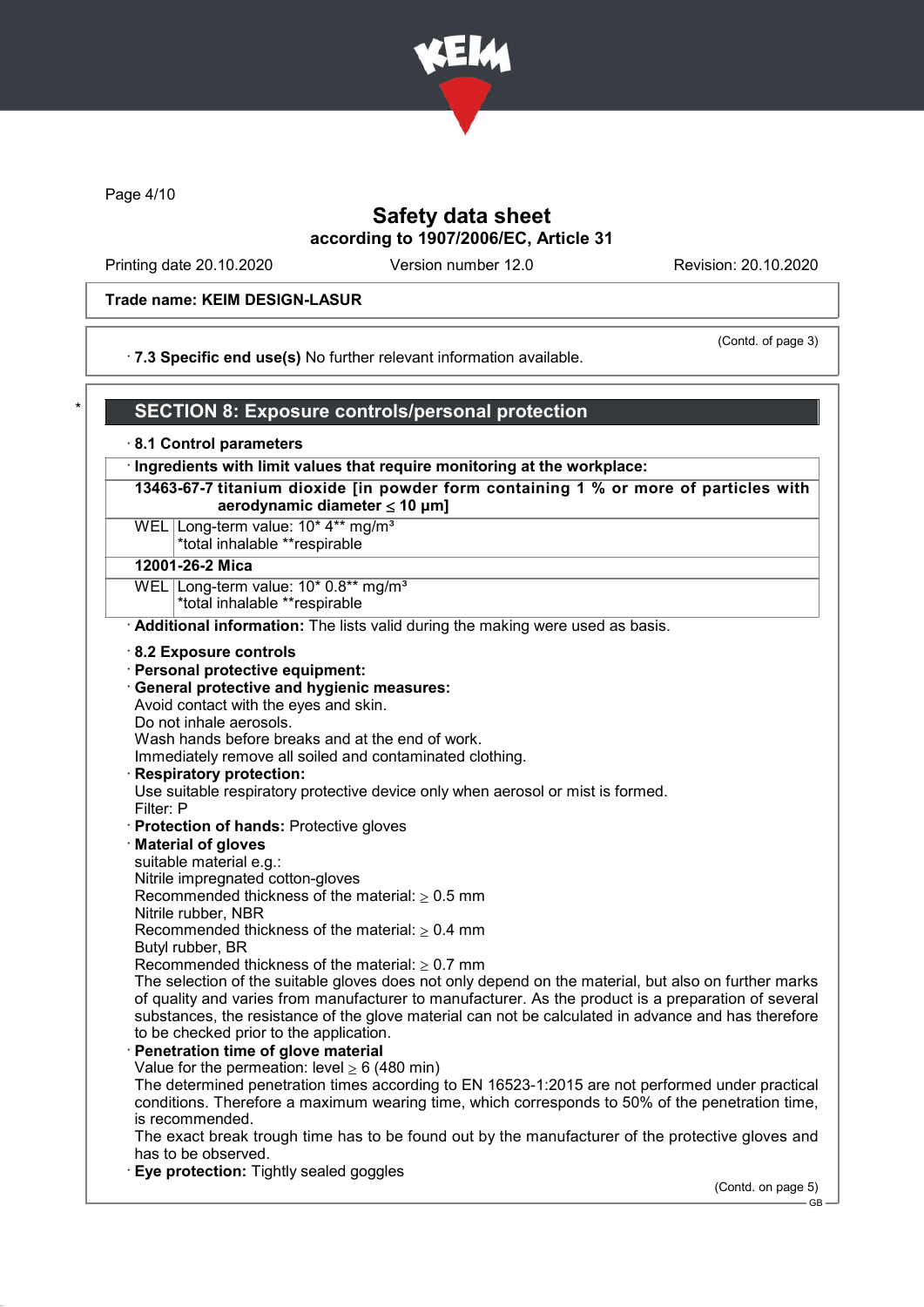**Trade name: KEIM DESIGN-LASUR**

(Contd. of page 3)

· **7.3 Specific end use(s)** No further relevant information available.

## SECTION 8: Exposure controls/personal protection

· **8.1 Control parameters**

| · Ingredients with limit values that require monitoring at the workplace: | |
|---|---|
| **13463-67-7 titanium dioxide [in powder form containing 1 % or more of particles with aerodynamic diameter ≤ 10 μm]** | |
| WEL | Long-term value: 10* 4** mg/m³<br>*total inhalable **respirable |
| **12001-26-2 Mica** | |
| WEL | Long-term value: 10* 0.8** mg/m³<br>*total inhalable **respirable |

· **Additional information:** The lists valid during the making were used as basis.

· **8.2 Exposure controls**
· **Personal protective equipment:**
· **General protective and hygienic measures:**
Avoid contact with the eyes and skin.
Do not inhale aerosols.
Wash hands before breaks and at the end of work.
Immediately remove all soiled and contaminated clothing.
· **Respiratory protection:**
Use suitable respiratory protective device only when aerosol or mist is formed.
Filter: P
· **Protection of hands:** Protective gloves
· **Material of gloves**
suitable material e.g.:
Nitrile impregnated cotton-gloves
Recommended thickness of the material: ≥ 0.5 mm
Nitrile rubber, NBR
Recommended thickness of the material: ≥ 0.4 mm
Butyl rubber, BR
Recommended thickness of the material: ≥ 0.7 mm
The selection of the suitable gloves does not only depend on the material, but also on further marks of quality and varies from manufacturer to manufacturer. As the product is a preparation of several substances, the resistance of the glove material can not be calculated in advance and has therefore to be checked prior to the application.
· **Penetration time of glove material**
Value for the permeation: level ≥ 6 (480 min)
The determined penetration times according to EN 16523-1:2015 are not performed under practical conditions. Therefore a maximum wearing time, which corresponds to 50% of the penetration time, is recommended.
The exact break trough time has to be found out by the manufacturer of the protective gloves and has to be observed.
· **Eye protection:** Tightly sealed goggles

(Contd. on page 5)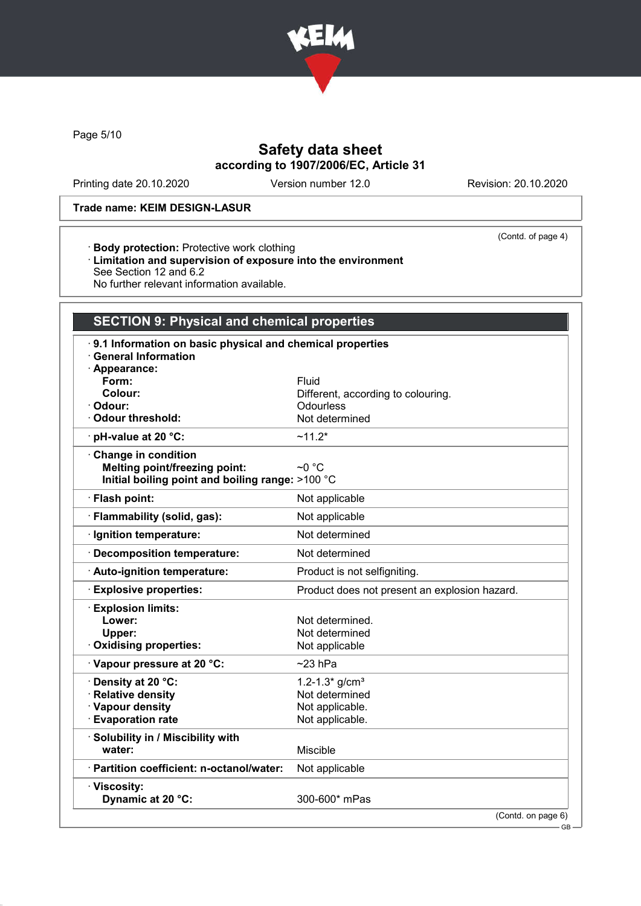Trade name: KEIM DESIGN-LASUR

(Contd. of page 4)

· **Body protection:** Protective work clothing
· **Limitation and supervision of exposure into the environment**
See Section 12 and 6.2
No further relevant information available.

## SECTION 9: Physical and chemical properties

· **9.1 Information on basic physical and chemical properties**
· **General Information**

| Property | Value |
|---|---|
| · **Appearance:** | |
| **Form:** | Fluid |
| **Colour:** | Different, according to colouring. |
| · **Odour:** | Odourless |
| · **Odour threshold:** | Not determined |
| · **pH-value at 20 °C:** | ~11.2* |
| · **Change in condition** | |
| **Melting point/freezing point:** | ~0 °C |
| **Initial boiling point and boiling range:** | >100 °C |
| · **Flash point:** | Not applicable |
| · **Flammability (solid, gas):** | Not applicable |
| · **Ignition temperature:** | Not determined |
| · **Decomposition temperature:** | Not determined |
| · **Auto-ignition temperature:** | Product is not selfigniting. |
| · **Explosive properties:** | Product does not present an explosion hazard. |
| · **Explosion limits:** | |
| **Lower:** | Not determined. |
| **Upper:** | Not determined |
| · **Oxidising properties:** | Not applicable |
| · **Vapour pressure at 20 °C:** | ~23 hPa |
| · **Density at 20 °C:** | 1.2-1.3* g/cm³ |
| · **Relative density** | Not determined |
| · **Vapour density** | Not applicable. |
| · **Evaporation rate** | Not applicable. |
| · **Solubility in / Miscibility with** | |
| **water:** | Miscible |
| · **Partition coefficient: n-octanol/water:** | Not applicable |
| · **Viscosity:** | |
| **Dynamic at 20 °C:** | 300-600* mPas |

(Contd. on page 6)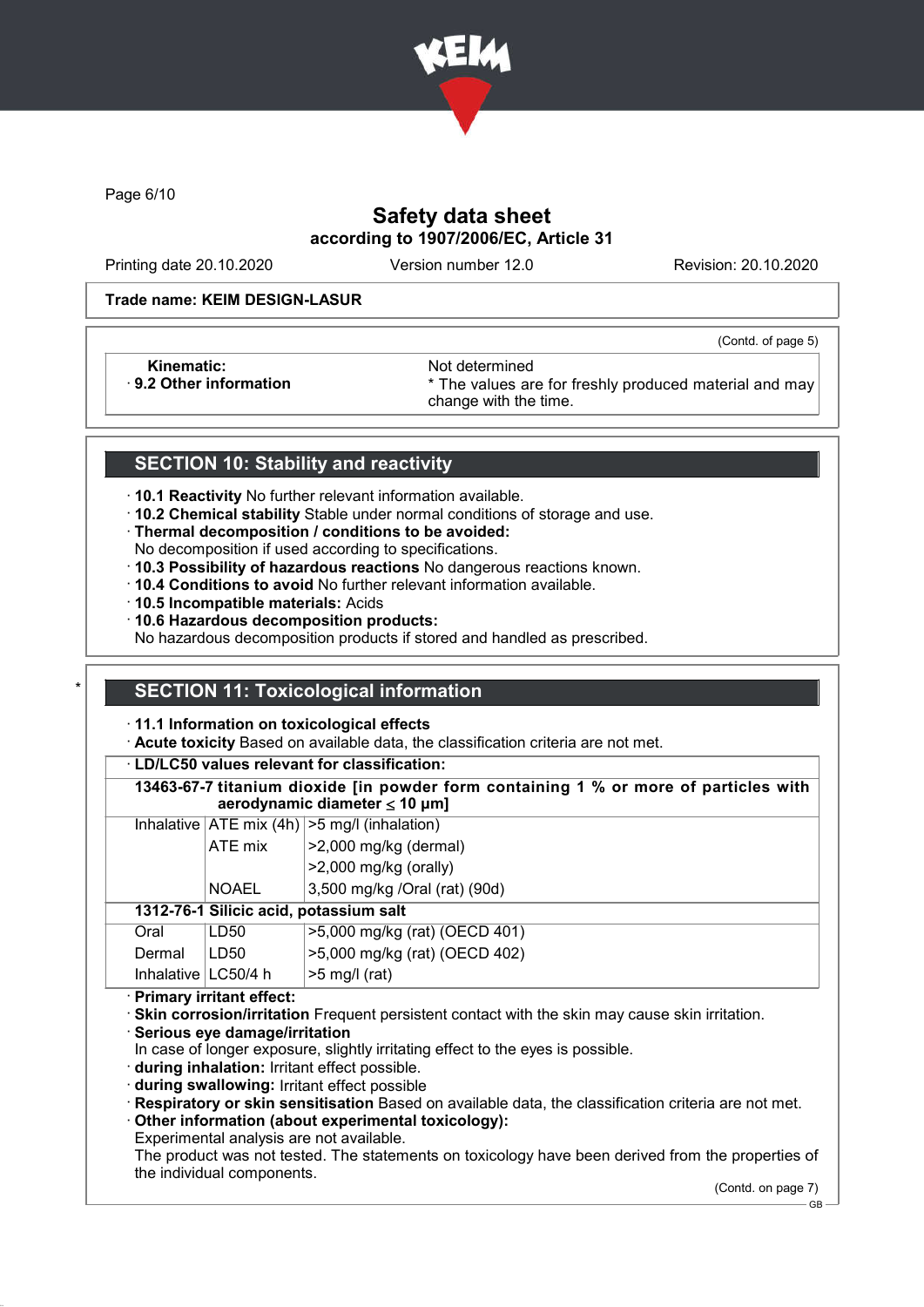Safety data sheet
according to 1907/2006/EC, Article 31

Printing date 20.10.2020 | Version number 12.0 | Revision: 20.10.2020

**Trade name: KEIM DESIGN-LASUR**

(Contd. of page 5)

| | |
|---|---|
| **Kinematic:** | Not determined |
| · **9.2 Other information** | * The values are for freshly produced material and may change with the time. |

## SECTION 10: Stability and reactivity

· **10.1 Reactivity** No further relevant information available.
· **10.2 Chemical stability** Stable under normal conditions of storage and use.
· **Thermal decomposition / conditions to be avoided:**
No decomposition if used according to specifications.
· **10.3 Possibility of hazardous reactions** No dangerous reactions known.
· **10.4 Conditions to avoid** No further relevant information available.
· **10.5 Incompatible materials:** Acids
· **10.6 Hazardous decomposition products:**
No hazardous decomposition products if stored and handled as prescribed.

## SECTION 11: Toxicological information

· **11.1 Information on toxicological effects**
· **Acute toxicity** Based on available data, the classification criteria are not met.

· **LD/LC50 values relevant for classification:**

| | | |
|---|---|---|
| **13463-67-7 titanium dioxide [in powder form containing 1 % or more of particles with aerodynamic diameter ≤ 10 μm]** | | |
| Inhalative | ATE mix (4h) | >5 mg/l (inhalation) |
| | ATE mix | >2,000 mg/kg (dermal) |
| | | >2,000 mg/kg (orally) |
| | NOAEL | 3,500 mg/kg /Oral (rat) (90d) |
| **1312-76-1 Silicic acid, potassium salt** | | |
| Oral | LD50 | >5,000 mg/kg (rat) (OECD 401) |
| Dermal | LD50 | >5,000 mg/kg (rat) (OECD 402) |
| Inhalative | LC50/4 h | >5 mg/l (rat) |

· **Primary irritant effect:**
· **Skin corrosion/irritation** Frequent persistent contact with the skin may cause skin irritation.
· **Serious eye damage/irritation**
In case of longer exposure, slightly irritating effect to the eyes is possible.
· **during inhalation:** Irritant effect possible.
· **during swallowing:** Irritant effect possible
· **Respiratory or skin sensitisation** Based on available data, the classification criteria are not met.
· **Other information (about experimental toxicology):**
Experimental analysis are not available.
The product was not tested. The statements on toxicology have been derived from the properties of the individual components.

(Contd. on page 7)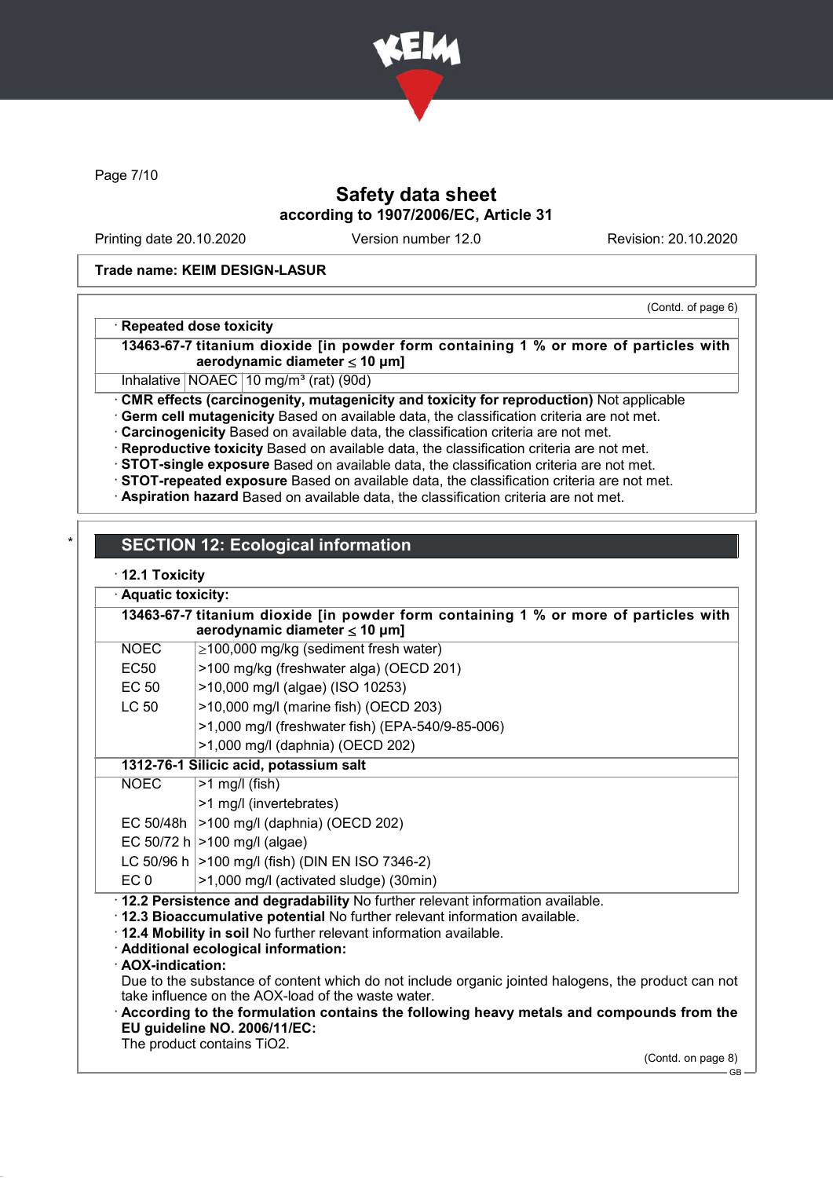Trade name: KEIM DESIGN-LASUR

(Contd. of page 6)

· **Repeated dose toxicity**

| **13463-67-7 titanium dioxide [in powder form containing 1 % or more of particles with aerodynamic diameter ≤ 10 μm]** | | |
|---|---|---|
| Inhalative | NOAEC | 10 mg/m³ (rat) (90d) |

· **CMR effects (carcinogenity, mutagenicity and toxicity for reproduction)** Not applicable
· **Germ cell mutagenicity** Based on available data, the classification criteria are not met.
· **Carcinogenicity** Based on available data, the classification criteria are not met.
· **Reproductive toxicity** Based on available data, the classification criteria are not met.
· **STOT-single exposure** Based on available data, the classification criteria are not met.
· **STOT-repeated exposure** Based on available data, the classification criteria are not met.
· **Aspiration hazard** Based on available data, the classification criteria are not met.

## SECTION 12: Ecological information

· **12.1 Toxicity**

· **Aquatic toxicity:**

| **13463-67-7 titanium dioxide [in powder form containing 1 % or more of particles with aerodynamic diameter ≤ 10 μm]** | |
|---|---|
| NOEC | ≥100,000 mg/kg (sediment fresh water) |
| EC50 | >100 mg/kg (freshwater alga) (OECD 201) |
| EC 50 | >10,000 mg/l (algae) (ISO 10253) |
| LC 50 | >10,000 mg/l (marine fish) (OECD 203) |
| | >1,000 mg/l (freshwater fish) (EPA-540/9-85-006) |
| | >1,000 mg/l (daphnia) (OECD 202) |
| **1312-76-1 Silicic acid, potassium salt** | |
| NOEC | >1 mg/l (fish) |
| | >1 mg/l (invertebrates) |
| EC 50/48h | >100 mg/l (daphnia) (OECD 202) |
| EC 50/72 h | >100 mg/l (algae) |
| LC 50/96 h | >100 mg/l (fish) (DIN EN ISO 7346-2) |
| EC 0 | >1,000 mg/l (activated sludge) (30min) |

· **12.2 Persistence and degradability** No further relevant information available.
· **12.3 Bioaccumulative potential** No further relevant information available.
· **12.4 Mobility in soil** No further relevant information available.
· **Additional ecological information:**
· **AOX-indication:**
Due to the substance of content which do not include organic jointed halogens, the product can not take influence on the AOX-load of the waste water.
· **According to the formulation contains the following heavy metals and compounds from the EU guideline NO. 2006/11/EC:**
The product contains $TiO_2$.

(Contd. on page 8)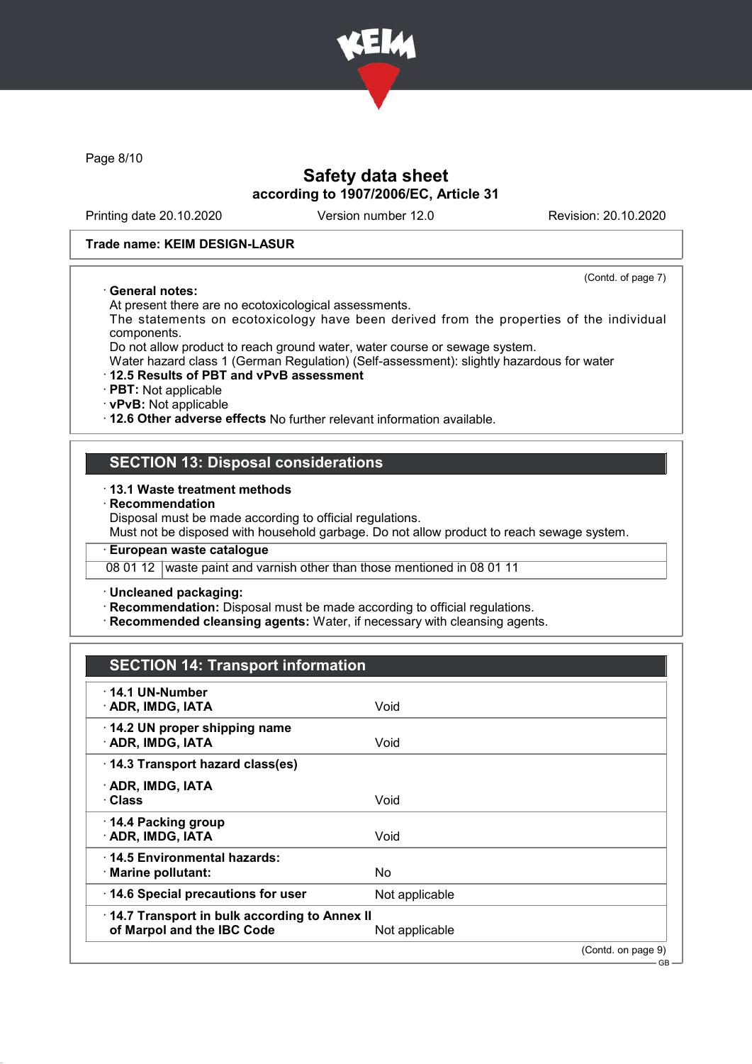(Contd. of page 7)

· **General notes:**
At present there are no ecotoxicological assessments.
The statements on ecotoxicology have been derived from the properties of the individual components.
Do not allow product to reach ground water, water course or sewage system.
Water hazard class 1 (German Regulation) (Self-assessment): slightly hazardous for water
· **12.5 Results of PBT and vPvB assessment**
· **PBT:** Not applicable
· **vPvB:** Not applicable
· **12.6 Other adverse effects** No further relevant information available.

## SECTION 13: Disposal considerations

· **13.1 Waste treatment methods**
· **Recommendation**
Disposal must be made according to official regulations.
Must not be disposed with household garbage. Do not allow product to reach sewage system.

| · European waste catalogue | |
|---|---|
| 08 01 12 | waste paint and varnish other than those mentioned in 08 01 11 |

· **Uncleaned packaging:**
· **Recommendation:** Disposal must be made according to official regulations.
· **Recommended cleansing agents:** Water, if necessary with cleansing agents.

## SECTION 14: Transport information

| | |
|---|---|
| · **14.1 UN-Number**<br>· **ADR, IMDG, IATA** | Void |
| · **14.2 UN proper shipping name**<br>· **ADR, IMDG, IATA** | Void |
| · **14.3 Transport hazard class(es)**<br>· **ADR, IMDG, IATA**<br>· **Class** | Void |
| · **14.4 Packing group**<br>· **ADR, IMDG, IATA** | Void |
| · **14.5 Environmental hazards:**<br>· **Marine pollutant:** | No |
| · **14.6 Special precautions for user** | Not applicable |
| · **14.7 Transport in bulk according to Annex II of Marpol and the IBC Code** | Not applicable |

(Contd. on page 9)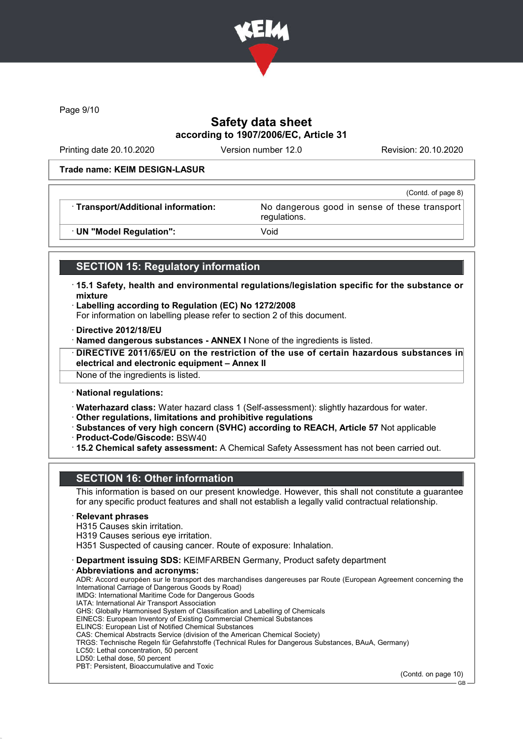# Safety data sheet
## according to 1907/2006/EC, Article 31

Printing date 20.10.2020 Version number 12.0 Revision: 20.10.2020

**Trade name: KEIM DESIGN-LASUR**

(Contd. of page 8)

| | |
|---|---|
| · **Transport/Additional information:** | No dangerous good in sense of these transport regulations. |
| · **UN "Model Regulation":** | Void |

## SECTION 15: Regulatory information

· **15.1 Safety, health and environmental regulations/legislation specific for the substance or mixture**
· **Labelling according to Regulation (EC) No 1272/2008**
For information on labelling please refer to section 2 of this document.

· **Directive 2012/18/EU**
· **Named dangerous substances - ANNEX I** None of the ingredients is listed.
· **DIRECTIVE 2011/65/EU on the restriction of the use of certain hazardous substances in electrical and electronic equipment – Annex II**
None of the ingredients is listed.

· **National regulations:**

· **Waterhazard class:** Water hazard class 1 (Self-assessment): slightly hazardous for water.
· **Other regulations, limitations and prohibitive regulations**
· **Substances of very high concern (SVHC) according to REACH, Article 57** Not applicable
· **Product-Code/Giscode:** BSW40
· **15.2 Chemical safety assessment:** A Chemical Safety Assessment has not been carried out.

## SECTION 16: Other information

This information is based on our present knowledge. However, this shall not constitute a guarantee for any specific product features and shall not establish a legally valid contractual relationship.

· **Relevant phrases**
H315 Causes skin irritation.
H319 Causes serious eye irritation.
H351 Suspected of causing cancer. Route of exposure: Inhalation.

· **Department issuing SDS:** KEIMFARBEN Germany, Product safety department
· **Abbreviations and acronyms:**
ADR: Accord européen sur le transport des marchandises dangereuses par Route (European Agreement concerning the International Carriage of Dangerous Goods by Road)
IMDG: International Maritime Code for Dangerous Goods
IATA: International Air Transport Association
GHS: Globally Harmonised System of Classification and Labelling of Chemicals
EINECS: European Inventory of Existing Commercial Chemical Substances
ELINCS: European List of Notified Chemical Substances
CAS: Chemical Abstracts Service (division of the American Chemical Society)
TRGS: Technische Regeln für Gefahrstoffe (Technical Rules for Dangerous Substances, BAuA, Germany)
LC50: Lethal concentration, 50 percent
LD50: Lethal dose, 50 percent
PBT: Persistent, Bioaccumulative and Toxic

(Contd. on page 10)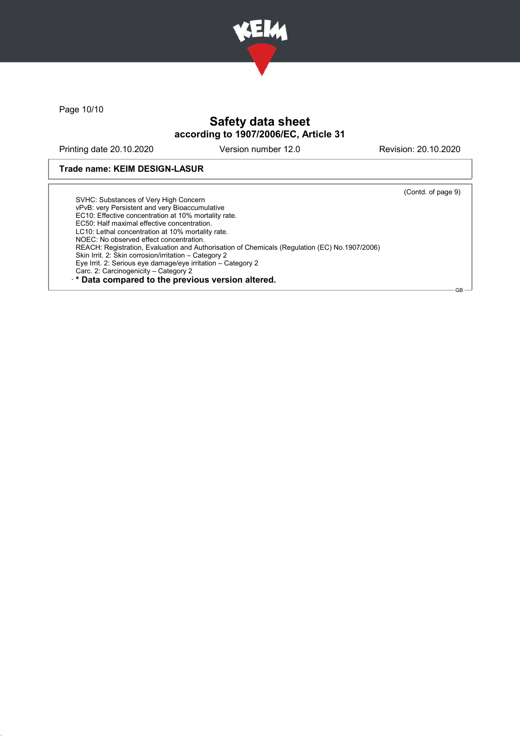**Trade name: KEIM DESIGN-LASUR**

(Contd. of page 9)

SVHC: Substances of Very High Concern
vPvB: very Persistent and very Bioaccumulative
EC10: Effective concentration at 10% mortality rate.
EC50: Half maximal effective concentration.
LC10: Lethal concentration at 10% mortality rate.
NOEC: No observed effect concentration.
REACH: Registration, Evaluation and Authorisation of Chemicals (Regulation (EC) No.1907/2006)
Skin Irrit. 2: Skin corrosion/irritation – Category 2
Eye Irrit. 2: Serious eye damage/eye irritation – Category 2
Carc. 2: Carcinogenicity – Category 2

· **\* Data compared to the previous version altered.**